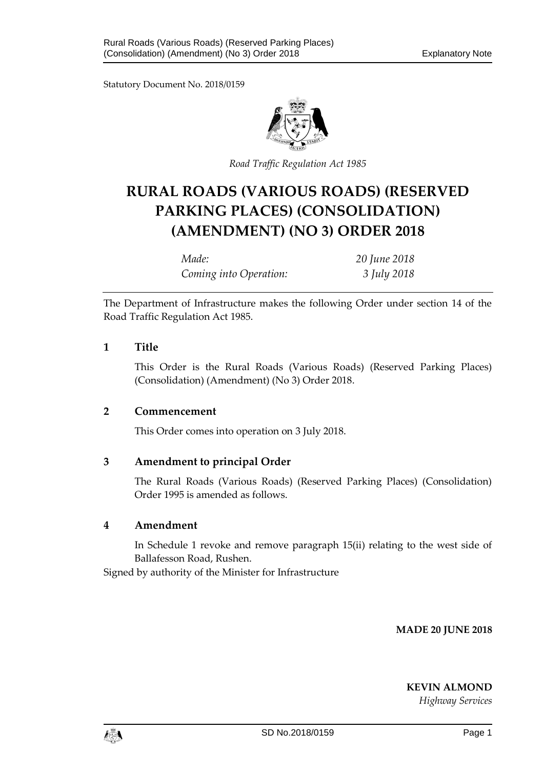Statutory Document No. 2018/0159

*Road Traffic Regulation Act 1985*

# RURAL ROADS (VARIOUS ROADS) (RESERVED PARKING PLACES) (CONSOLIDATION) (AMENDMENT) (NO 3) ORDER 2018

| | |
|---|---|
| *Made:* | *20 June 2018* |
| *Coming into Operation:* | *3 July 2018* |

The Department of Infrastructure makes the following Order under section 14 of the Road Traffic Regulation Act 1985.

## 1 Title

This Order is the Rural Roads (Various Roads) (Reserved Parking Places) (Consolidation) (Amendment) (No 3) Order 2018.

## 2 Commencement

This Order comes into operation on 3 July 2018.

## 3 Amendment to principal Order

The Rural Roads (Various Roads) (Reserved Parking Places) (Consolidation) Order 1995 is amended as follows.

## 4 Amendment

In Schedule 1 revoke and remove paragraph 15(ii) relating to the west side of Ballafesson Road, Rushen.

Signed by authority of the Minister for Infrastructure

**MADE 20 JUNE 2018**

**KEVIN ALMOND**
*Highway Services*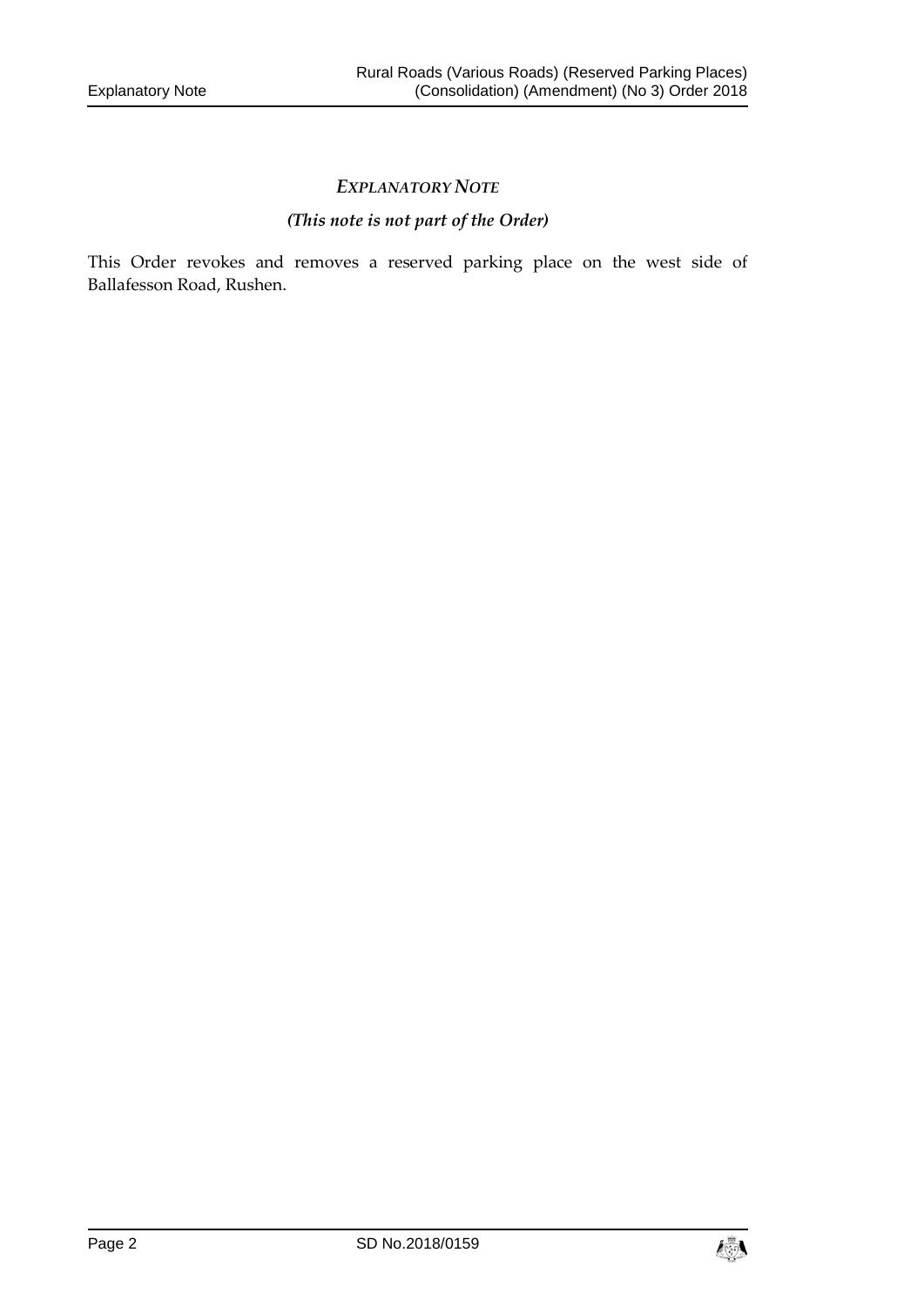## *EXPLANATORY NOTE*

***(This note is not part of the Order)***

This Order revokes and removes a reserved parking place on the west side of Ballafesson Road, Rushen.